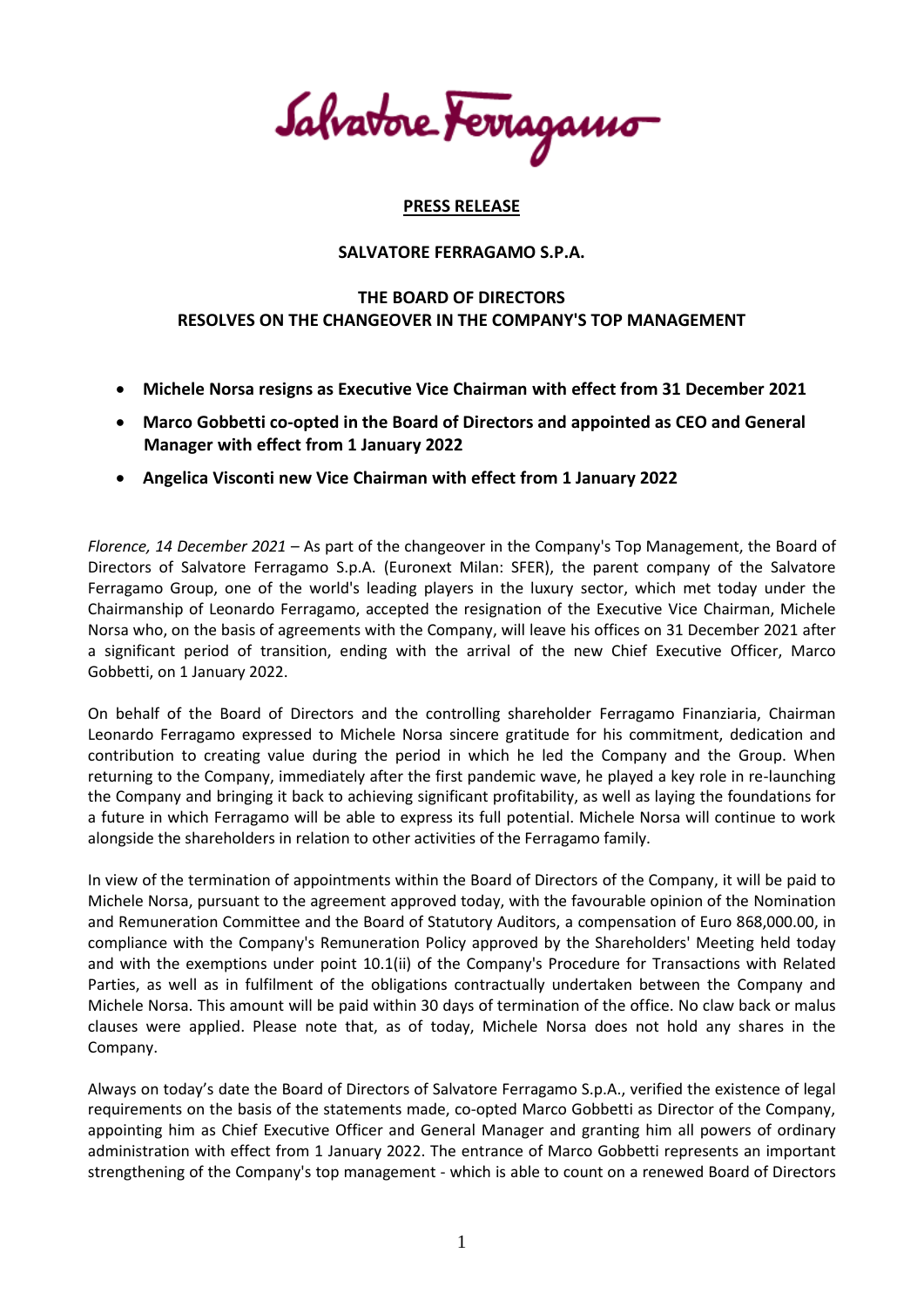**PRESS RELEASE**

**SALVATORE FERRAGAMO S.P.A.**

**THE BOARD OF DIRECTORS**
**RESOLVES ON THE CHANGEOVER IN THE COMPANY'S TOP MANAGEMENT**

- **Michele Norsa resigns as Executive Vice Chairman with effect from 31 December 2021**
- **Marco Gobbetti co-opted in the Board of Directors and appointed as CEO and General Manager with effect from 1 January 2022**
- **Angelica Visconti new Vice Chairman with effect from 1 January 2022**

*Florence, 14 December 2021* – As part of the changeover in the Company's Top Management, the Board of Directors of Salvatore Ferragamo S.p.A. (Euronext Milan: SFER), the parent company of the Salvatore Ferragamo Group, one of the world's leading players in the luxury sector, which met today under the Chairmanship of Leonardo Ferragamo, accepted the resignation of the Executive Vice Chairman, Michele Norsa who, on the basis of agreements with the Company, will leave his offices on 31 December 2021 after a significant period of transition, ending with the arrival of the new Chief Executive Officer, Marco Gobbetti, on 1 January 2022.

On behalf of the Board of Directors and the controlling shareholder Ferragamo Finanziaria, Chairman Leonardo Ferragamo expressed to Michele Norsa sincere gratitude for his commitment, dedication and contribution to creating value during the period in which he led the Company and the Group. When returning to the Company, immediately after the first pandemic wave, he played a key role in re-launching the Company and bringing it back to achieving significant profitability, as well as laying the foundations for a future in which Ferragamo will be able to express its full potential. Michele Norsa will continue to work alongside the shareholders in relation to other activities of the Ferragamo family.

In view of the termination of appointments within the Board of Directors of the Company, it will be paid to Michele Norsa, pursuant to the agreement approved today, with the favourable opinion of the Nomination and Remuneration Committee and the Board of Statutory Auditors, a compensation of Euro 868,000.00, in compliance with the Company's Remuneration Policy approved by the Shareholders' Meeting held today and with the exemptions under point 10.1(ii) of the Company's Procedure for Transactions with Related Parties, as well as in fulfilment of the obligations contractually undertaken between the Company and Michele Norsa. This amount will be paid within 30 days of termination of the office. No claw back or malus clauses were applied. Please note that, as of today, Michele Norsa does not hold any shares in the Company.

Always on today's date the Board of Directors of Salvatore Ferragamo S.p.A., verified the existence of legal requirements on the basis of the statements made, co-opted Marco Gobbetti as Director of the Company, appointing him as Chief Executive Officer and General Manager and granting him all powers of ordinary administration with effect from 1 January 2022. The entrance of Marco Gobbetti represents an important strengthening of the Company's top management - which is able to count on a renewed Board of Directors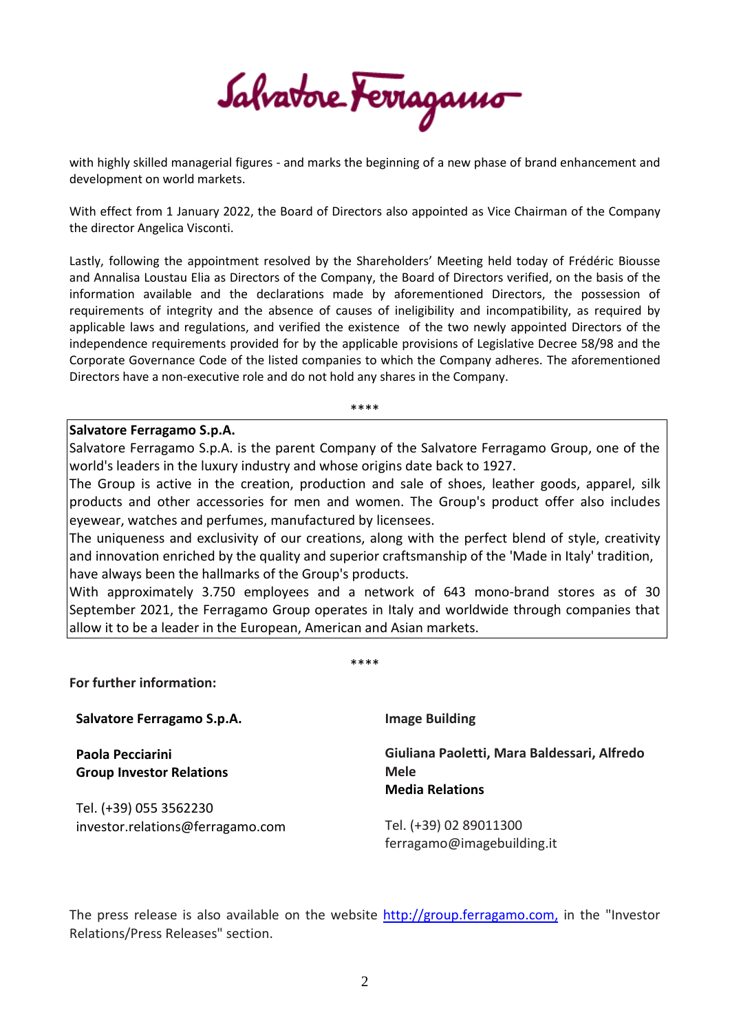with highly skilled managerial figures - and marks the beginning of a new phase of brand enhancement and development on world markets.

With effect from 1 January 2022, the Board of Directors also appointed as Vice Chairman of the Company the director Angelica Visconti.

Lastly, following the appointment resolved by the Shareholders' Meeting held today of Frédéric Biousse and Annalisa Loustau Elia as Directors of the Company, the Board of Directors verified, on the basis of the information available and the declarations made by aforementioned Directors, the possession of requirements of integrity and the absence of causes of ineligibility and incompatibility, as required by applicable laws and regulations, and verified the existence of the two newly appointed Directors of the independence requirements provided for by the applicable provisions of Legislative Decree 58/98 and the Corporate Governance Code of the listed companies to which the Company adheres. The aforementioned Directors have a non-executive role and do not hold any shares in the Company.

****

**Salvatore Ferragamo S.p.A.**

Salvatore Ferragamo S.p.A. is the parent Company of the Salvatore Ferragamo Group, one of the world's leaders in the luxury industry and whose origins date back to 1927.

The Group is active in the creation, production and sale of shoes, leather goods, apparel, silk products and other accessories for men and women. The Group's product offer also includes eyewear, watches and perfumes, manufactured by licensees.

The uniqueness and exclusivity of our creations, along with the perfect blend of style, creativity and innovation enriched by the quality and superior craftsmanship of the 'Made in Italy' tradition, have always been the hallmarks of the Group's products.

With approximately 3.750 employees and a network of 643 mono-brand stores as of 30 September 2021, the Ferragamo Group operates in Italy and worldwide through companies that allow it to be a leader in the European, American and Asian markets.

****

**For further information:**

**Salvatore Ferragamo S.p.A.**

**Paola Pecciarini**
**Group Investor Relations**

Tel. (+39) 055 3562230
investor.relations@ferragamo.com

**Image Building**

**Giuliana Paoletti, Mara Baldessari, Alfredo Mele**
**Media Relations**

Tel. (+39) 02 89011300
ferragamo@imagebuilding.it

The press release is also available on the website http://group.ferragamo.com, in the "Investor Relations/Press Releases" section.